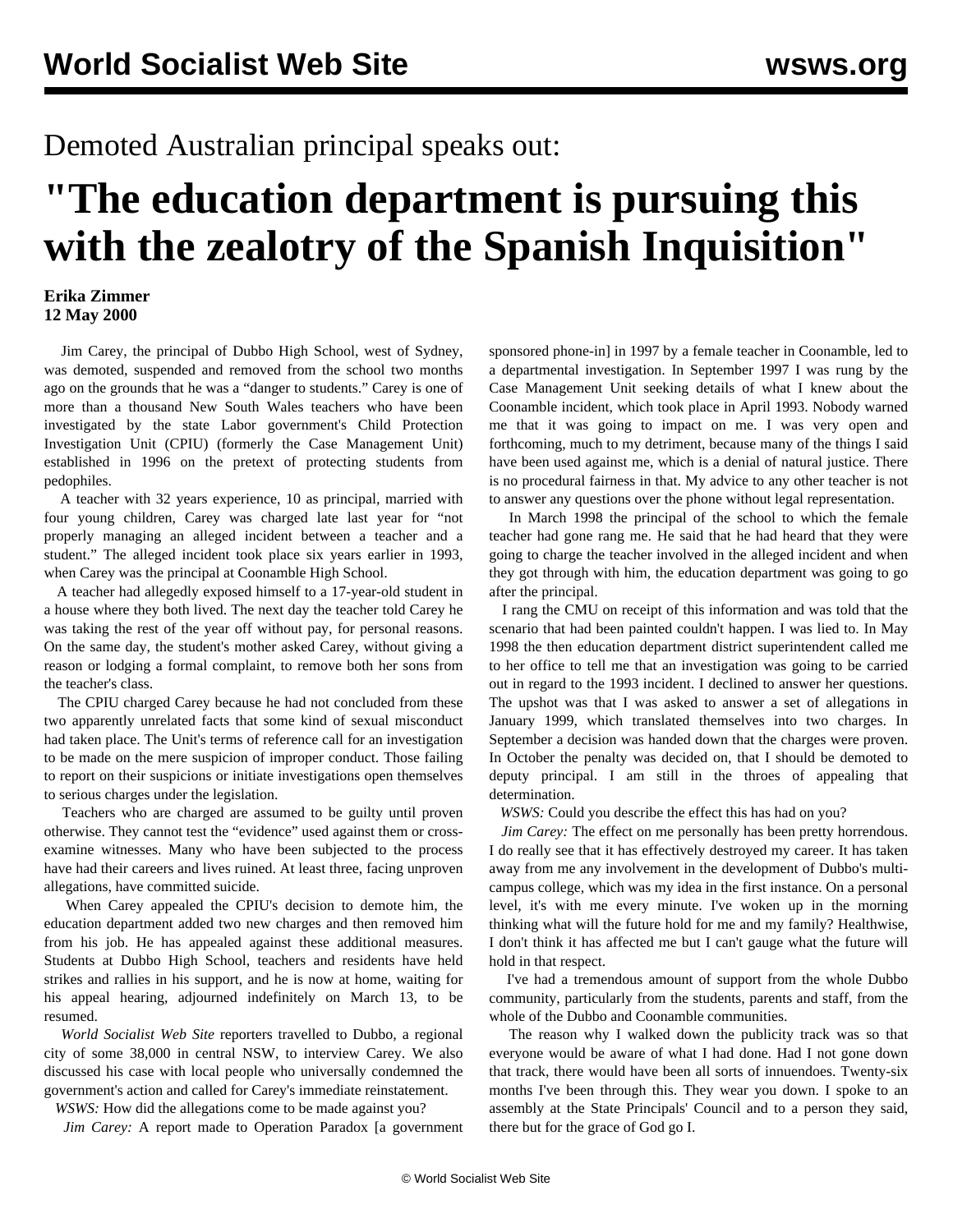Demoted Australian principal speaks out:

# "The education department is pursuing this with the zealotry of the Spanish Inquisition"

**Erika Zimmer**
**12 May 2000**

Jim Carey, the principal of Dubbo High School, west of Sydney, was demoted, suspended and removed from the school two months ago on the grounds that he was a "danger to students." Carey is one of more than a thousand New South Wales teachers who have been investigated by the state Labor government's Child Protection Investigation Unit (CPIU) (formerly the Case Management Unit) established in 1996 on the pretext of protecting students from pedophiles.

A teacher with 32 years experience, 10 as principal, married with four young children, Carey was charged late last year for "not properly managing an alleged incident between a teacher and a student." The alleged incident took place six years earlier in 1993, when Carey was the principal at Coonamble High School.

A teacher had allegedly exposed himself to a 17-year-old student in a house where they both lived. The next day the teacher told Carey he was taking the rest of the year off without pay, for personal reasons. On the same day, the student's mother asked Carey, without giving a reason or lodging a formal complaint, to remove both her sons from the teacher's class.

The CPIU charged Carey because he had not concluded from these two apparently unrelated facts that some kind of sexual misconduct had taken place. The Unit's terms of reference call for an investigation to be made on the mere suspicion of improper conduct. Those failing to report on their suspicions or initiate investigations open themselves to serious charges under the legislation.

Teachers who are charged are assumed to be guilty until proven otherwise. They cannot test the "evidence" used against them or cross-examine witnesses. Many who have been subjected to the process have had their careers and lives ruined. At least three, facing unproven allegations, have committed suicide.

When Carey appealed the CPIU's decision to demote him, the education department added two new charges and then removed him from his job. He has appealed against these additional measures. Students at Dubbo High School, teachers and residents have held strikes and rallies in his support, and he is now at home, waiting for his appeal hearing, adjourned indefinitely on March 13, to be resumed.

*World Socialist Web Site* reporters travelled to Dubbo, a regional city of some 38,000 in central NSW, to interview Carey. We also discussed his case with local people who universally condemned the government's action and called for Carey's immediate reinstatement.

*WSWS:* How did the allegations come to be made against you?

*Jim Carey:* A report made to Operation Paradox [a government sponsored phone-in] in 1997 by a female teacher in Coonamble, led to a departmental investigation. In September 1997 I was rung by the Case Management Unit seeking details of what I knew about the Coonamble incident, which took place in April 1993. Nobody warned me that it was going to impact on me. I was very open and forthcoming, much to my detriment, because many of the things I said have been used against me, which is a denial of natural justice. There is no procedural fairness in that. My advice to any other teacher is not to answer any questions over the phone without legal representation.

In March 1998 the principal of the school to which the female teacher had gone rang me. He said that he had heard that they were going to charge the teacher involved in the alleged incident and when they got through with him, the education department was going to go after the principal.

I rang the CMU on receipt of this information and was told that the scenario that had been painted couldn't happen. I was lied to. In May 1998 the then education department district superintendent called me to her office to tell me that an investigation was going to be carried out in regard to the 1993 incident. I declined to answer her questions. The upshot was that I was asked to answer a set of allegations in January 1999, which translated themselves into two charges. In September a decision was handed down that the charges were proven. In October the penalty was decided on, that I should be demoted to deputy principal. I am still in the throes of appealing that determination.

*WSWS:* Could you describe the effect this has had on you?

*Jim Carey:* The effect on me personally has been pretty horrendous. I do really see that it has effectively destroyed my career. It has taken away from me any involvement in the development of Dubbo's multi-campus college, which was my idea in the first instance. On a personal level, it's with me every minute. I've woken up in the morning thinking what will the future hold for me and my family? Healthwise, I don't think it has affected me but I can't gauge what the future will hold in that respect.

I've had a tremendous amount of support from the whole Dubbo community, particularly from the students, parents and staff, from the whole of the Dubbo and Coonamble communities.

The reason why I walked down the publicity track was so that everyone would be aware of what I had done. Had I not gone down that track, there would have been all sorts of innuendoes. Twenty-six months I've been through this. They wear you down. I spoke to an assembly at the State Principals' Council and to a person they said, there but for the grace of God go I.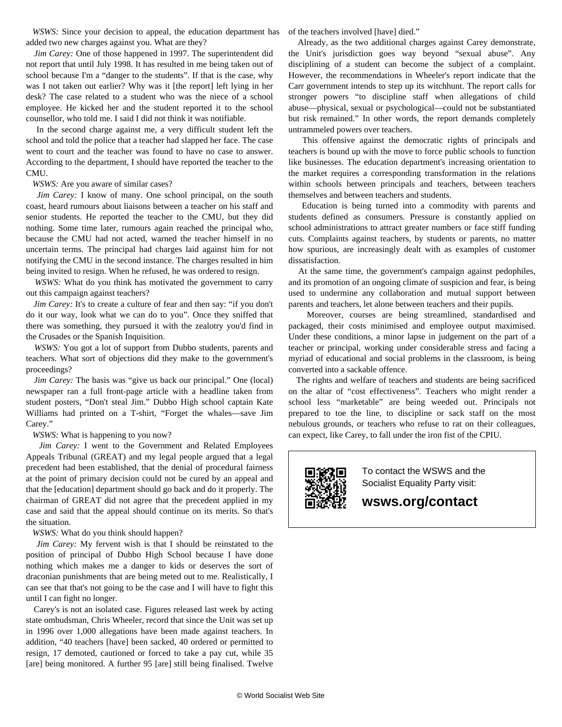*WSWS:* Since your decision to appeal, the education department has added two new charges against you. What are they?

*Jim Carey:* One of those happened in 1997. The superintendent did not report that until July 1998. It has resulted in me being taken out of school because I'm a "danger to the students". If that is the case, why was I not taken out earlier? Why was it [the report] left lying in her desk? The case related to a student who was the niece of a school employee. He kicked her and the student reported it to the school counsellor, who told me. I said I did not think it was notifiable.

In the second charge against me, a very difficult student left the school and told the police that a teacher had slapped her face. The case went to court and the teacher was found to have no case to answer. According to the department, I should have reported the teacher to the CMU.

*WSWS:* Are you aware of similar cases?

*Jim Carey:* I know of many. One school principal, on the south coast, heard rumours about liaisons between a teacher on his staff and senior students. He reported the teacher to the CMU, but they did nothing. Some time later, rumours again reached the principal who, because the CMU had not acted, warned the teacher himself in no uncertain terms. The principal had charges laid against him for not notifying the CMU in the second instance. The charges resulted in him being invited to resign. When he refused, he was ordered to resign.

*WSWS:* What do you think has motivated the government to carry out this campaign against teachers?

*Jim Carey:* It's to create a culture of fear and then say: "if you don't do it our way, look what we can do to you". Once they sniffed that there was something, they pursued it with the zealotry you'd find in the Crusades or the Spanish Inquisition.

*WSWS:* You got a lot of support from Dubbo students, parents and teachers. What sort of objections did they make to the government's proceedings?

*Jim Carey:* The basis was "give us back our principal." One (local) newspaper ran a full front-page article with a headline taken from student posters, "Don't steal Jim." Dubbo High school captain Kate Williams had printed on a T-shirt, "Forget the whales—save Jim Carey."

*WSWS:* What is happening to you now?

*Jim Carey:* I went to the Government and Related Employees Appeals Tribunal (GREAT) and my legal people argued that a legal precedent had been established, that the denial of procedural fairness at the point of primary decision could not be cured by an appeal and that the [education] department should go back and do it properly. The chairman of GREAT did not agree that the precedent applied in my case and said that the appeal should continue on its merits. So that's the situation.

*WSWS:* What do you think should happen?

*Jim Carey:* My fervent wish is that I should be reinstated to the position of principal of Dubbo High School because I have done nothing which makes me a danger to kids or deserves the sort of draconian punishments that are being meted out to me. Realistically, I can see that that's not going to be the case and I will have to fight this until I can fight no longer.

Carey's is not an isolated case. Figures released last week by acting state ombudsman, Chris Wheeler, record that since the Unit was set up in 1996 over 1,000 allegations have been made against teachers. In addition, "40 teachers [have] been sacked, 40 ordered or permitted to resign, 17 demoted, cautioned or forced to take a pay cut, while 35 [are] being monitored. A further 95 [are] still being finalised. Twelve of the teachers involved [have] died."

Already, as the two additional charges against Carey demonstrate, the Unit's jurisdiction goes way beyond "sexual abuse". Any disciplining of a student can become the subject of a complaint. However, the recommendations in Wheeler's report indicate that the Carr government intends to step up its witchhunt. The report calls for stronger powers "to discipline staff when allegations of child abuse—physical, sexual or psychological—could not be substantiated but risk remained." In other words, the report demands completely untrammeled powers over teachers.

This offensive against the democratic rights of principals and teachers is bound up with the move to force public schools to function like businesses. The education department's increasing orientation to the market requires a corresponding transformation in the relations within schools between principals and teachers, between teachers themselves and between teachers and students.

Education is being turned into a commodity with parents and students defined as consumers. Pressure is constantly applied on school administrations to attract greater numbers or face stiff funding cuts. Complaints against teachers, by students or parents, no matter how spurious, are increasingly dealt with as examples of customer dissatisfaction.

At the same time, the government's campaign against pedophiles, and its promotion of an ongoing climate of suspicion and fear, is being used to undermine any collaboration and mutual support between parents and teachers, let alone between teachers and their pupils.

Moreover, courses are being streamlined, standardised and packaged, their costs minimised and employee output maximised. Under these conditions, a minor lapse in judgement on the part of a teacher or principal, working under considerable stress and facing a myriad of educational and social problems in the classroom, is being converted into a sackable offence.

The rights and welfare of teachers and students are being sacrificed on the altar of "cost effectiveness". Teachers who might render a school less "marketable" are being weeded out. Principals not prepared to toe the line, to discipline or sack staff on the most nebulous grounds, or teachers who refuse to rat on their colleagues, can expect, like Carey, to fall under the iron fist of the CPIU.

To contact the WSWS and the Socialist Equality Party visit:

**wsws.org/contact**